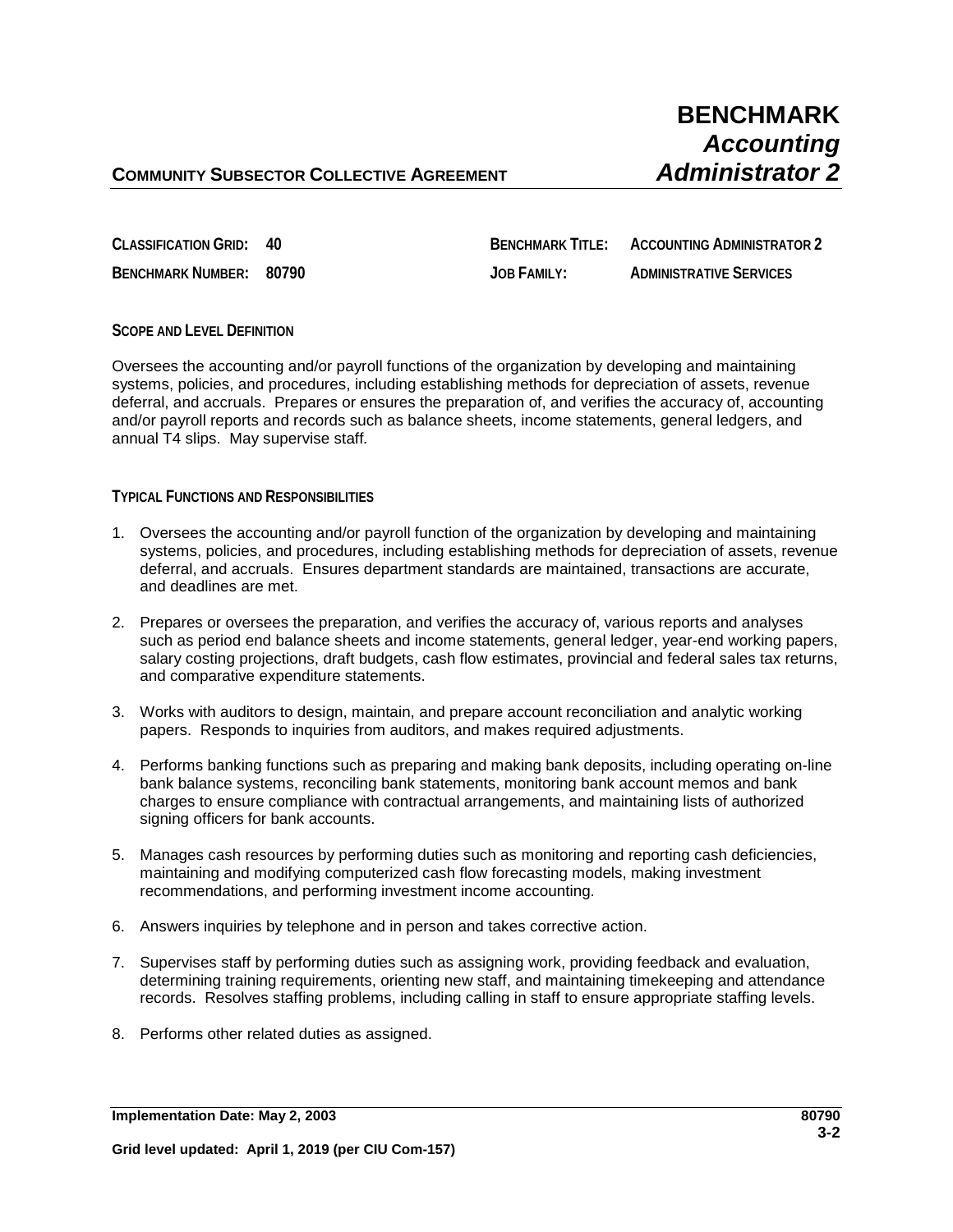# BENCHMARK
## *Accounting Administrator 2*

**COMMUNITY SUBSECTOR COLLECTIVE AGREEMENT**

| | | | |
|---|---|---|---|
| **CLASSIFICATION GRID:** | **40** | **BENCHMARK TITLE:** | **ACCOUNTING ADMINISTRATOR 2** |
| **BENCHMARK NUMBER:** | **80790** | **JOB FAMILY:** | **ADMINISTRATIVE SERVICES** |

### SCOPE AND LEVEL DEFINITION

Oversees the accounting and/or payroll functions of the organization by developing and maintaining systems, policies, and procedures, including establishing methods for depreciation of assets, revenue deferral, and accruals. Prepares or ensures the preparation of, and verifies the accuracy of, accounting and/or payroll reports and records such as balance sheets, income statements, general ledgers, and annual T4 slips. May supervise staff.

### TYPICAL FUNCTIONS AND RESPONSIBILITIES

1. Oversees the accounting and/or payroll function of the organization by developing and maintaining systems, policies, and procedures, including establishing methods for depreciation of assets, revenue deferral, and accruals. Ensures department standards are maintained, transactions are accurate, and deadlines are met.

2. Prepares or oversees the preparation, and verifies the accuracy of, various reports and analyses such as period end balance sheets and income statements, general ledger, year-end working papers, salary costing projections, draft budgets, cash flow estimates, provincial and federal sales tax returns, and comparative expenditure statements.

3. Works with auditors to design, maintain, and prepare account reconciliation and analytic working papers. Responds to inquiries from auditors, and makes required adjustments.

4. Performs banking functions such as preparing and making bank deposits, including operating on-line bank balance systems, reconciling bank statements, monitoring bank account memos and bank charges to ensure compliance with contractual arrangements, and maintaining lists of authorized signing officers for bank accounts.

5. Manages cash resources by performing duties such as monitoring and reporting cash deficiencies, maintaining and modifying computerized cash flow forecasting models, making investment recommendations, and performing investment income accounting.

6. Answers inquiries by telephone and in person and takes corrective action.

7. Supervises staff by performing duties such as assigning work, providing feedback and evaluation, determining training requirements, orienting new staff, and maintaining timekeeping and attendance records. Resolves staffing problems, including calling in staff to ensure appropriate staffing levels.

8. Performs other related duties as assigned.

**Implementation Date: May 2, 2003**

**Grid level updated: April 1, 2019 (per CIU Com-157)**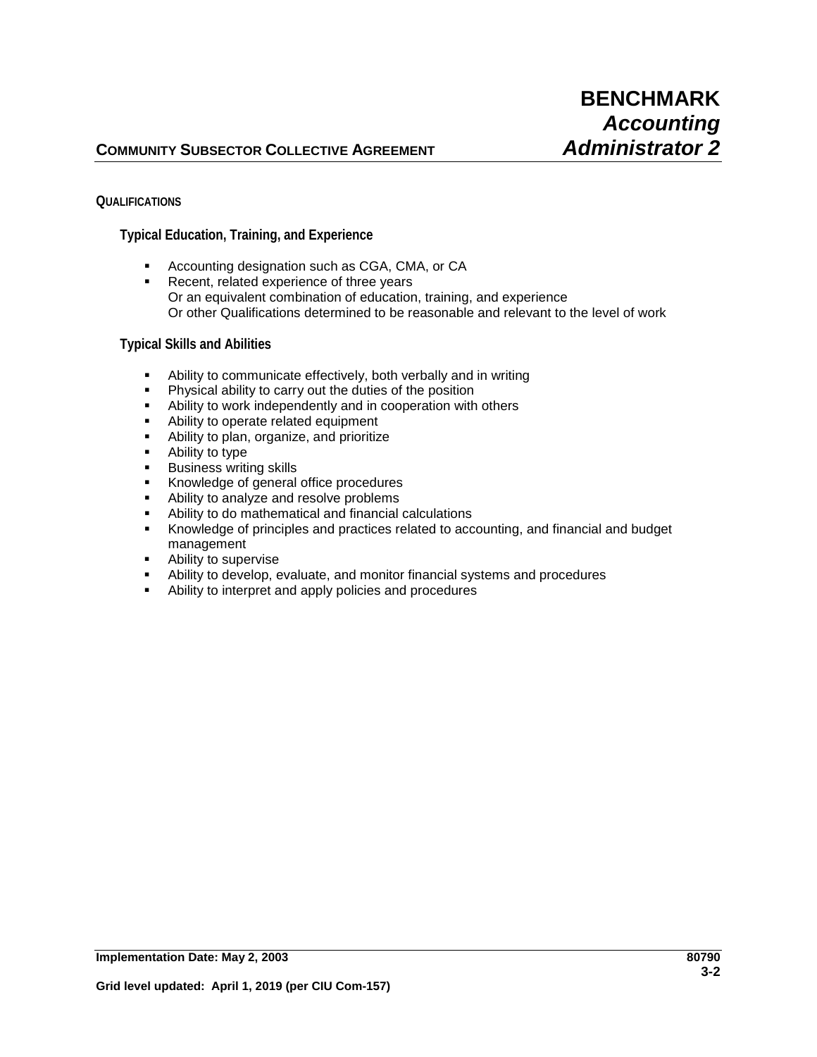## QUALIFICATIONS

### Typical Education, Training, and Experience

- Accounting designation such as CGA, CMA, or CA
- Recent, related experience of three years
  Or an equivalent combination of education, training, and experience
  Or other Qualifications determined to be reasonable and relevant to the level of work

### Typical Skills and Abilities

- Ability to communicate effectively, both verbally and in writing
- Physical ability to carry out the duties of the position
- Ability to work independently and in cooperation with others
- Ability to operate related equipment
- Ability to plan, organize, and prioritize
- Ability to type
- Business writing skills
- Knowledge of general office procedures
- Ability to analyze and resolve problems
- Ability to do mathematical and financial calculations
- Knowledge of principles and practices related to accounting, and financial and budget management
- Ability to supervise
- Ability to develop, evaluate, and monitor financial systems and procedures
- Ability to interpret and apply policies and procedures